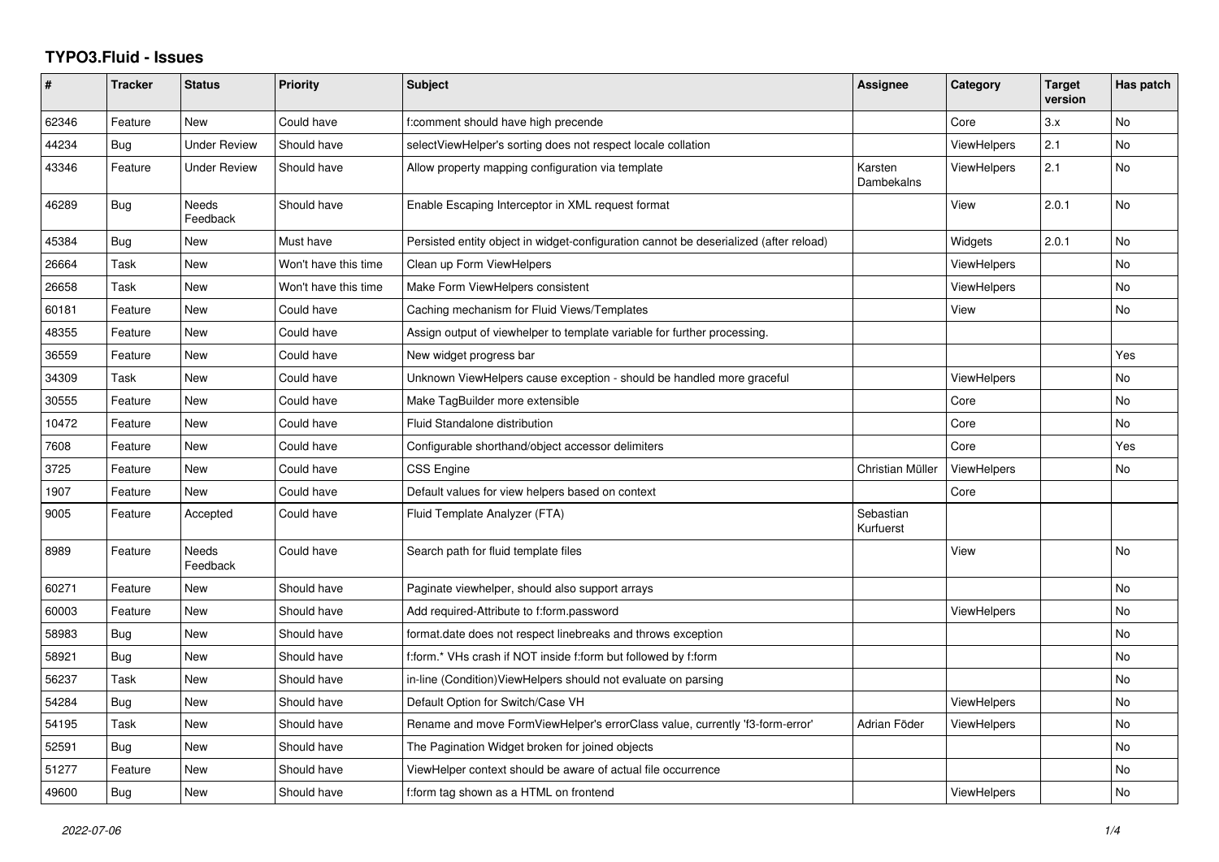# TYPO3.Fluid - Issues

| # | Tracker | Status | Priority | Subject | Assignee | Category | Target version | Has patch |
|---|---|---|---|---|---|---|---|---|
| 62346 | Feature | New | Could have | f:comment should have high precende | | Core | 3.x | No |
| 44234 | Bug | Under Review | Should have | selectViewHelper's sorting does not respect locale collation | | ViewHelpers | 2.1 | No |
| 43346 | Feature | Under Review | Should have | Allow property mapping configuration via template | Karsten Dambekalns | ViewHelpers | 2.1 | No |
| 46289 | Bug | Needs Feedback | Should have | Enable Escaping Interceptor in XML request format | | View | 2.0.1 | No |
| 45384 | Bug | New | Must have | Persisted entity object in widget-configuration cannot be deserialized (after reload) | | Widgets | 2.0.1 | No |
| 26664 | Task | New | Won't have this time | Clean up Form ViewHelpers | | ViewHelpers | | No |
| 26658 | Task | New | Won't have this time | Make Form ViewHelpers consistent | | ViewHelpers | | No |
| 60181 | Feature | New | Could have | Caching mechanism for Fluid Views/Templates | | View | | No |
| 48355 | Feature | New | Could have | Assign output of viewhelper to template variable for further processing. | | | | |
| 36559 | Feature | New | Could have | New widget progress bar | | | | Yes |
| 34309 | Task | New | Could have | Unknown ViewHelpers cause exception - should be handled more graceful | | ViewHelpers | | No |
| 30555 | Feature | New | Could have | Make TagBuilder more extensible | | Core | | No |
| 10472 | Feature | New | Could have | Fluid Standalone distribution | | Core | | No |
| 7608 | Feature | New | Could have | Configurable shorthand/object accessor delimiters | | Core | | Yes |
| 3725 | Feature | New | Could have | CSS Engine | Christian Müller | ViewHelpers | | No |
| 1907 | Feature | New | Could have | Default values for view helpers based on context | | Core | | |
| 9005 | Feature | Accepted | Could have | Fluid Template Analyzer (FTA) | Sebastian Kurfuerst | | | |
| 8989 | Feature | Needs Feedback | Could have | Search path for fluid template files | | View | | No |
| 60271 | Feature | New | Should have | Paginate viewhelper, should also support arrays | | | | No |
| 60003 | Feature | New | Should have | Add required-Attribute to f:form.password | | ViewHelpers | | No |
| 58983 | Bug | New | Should have | format.date does not respect linebreaks and throws exception | | | | No |
| 58921 | Bug | New | Should have | f:form.* VHs crash if NOT inside f:form but followed by f:form | | | | No |
| 56237 | Task | New | Should have | in-line (Condition)ViewHelpers should not evaluate on parsing | | | | No |
| 54284 | Bug | New | Should have | Default Option for Switch/Case VH | | ViewHelpers | | No |
| 54195 | Task | New | Should have | Rename and move FormViewHelper's errorClass value, currently 'f3-form-error' | Adrian Föder | ViewHelpers | | No |
| 52591 | Bug | New | Should have | The Pagination Widget broken for joined objects | | | | No |
| 51277 | Feature | New | Should have | ViewHelper context should be aware of actual file occurrence | | | | No |
| 49600 | Bug | New | Should have | f:form tag shown as a HTML on frontend | | ViewHelpers | | No |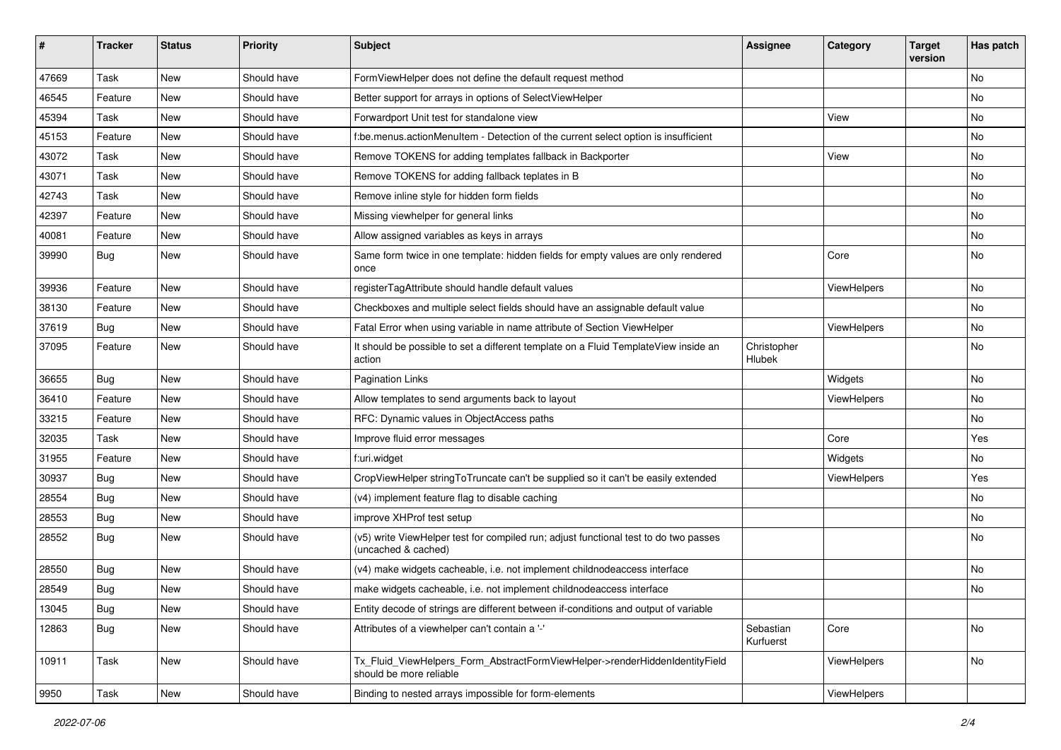| # | Tracker | Status | Priority | Subject | Assignee | Category | Target version | Has patch |
|---|---|---|---|---|---|---|---|---|
| 47669 | Task | New | Should have | FormViewHelper does not define the default request method | | | | No |
| 46545 | Feature | New | Should have | Better support for arrays in options of SelectViewHelper | | | | No |
| 45394 | Task | New | Should have | Forwardport Unit test for standalone view | | View | | No |
| 45153 | Feature | New | Should have | f:be.menus.actionMenuItem - Detection of the current select option is insufficient | | | | No |
| 43072 | Task | New | Should have | Remove TOKENS for adding templates fallback in Backporter | | View | | No |
| 43071 | Task | New | Should have | Remove TOKENS for adding fallback teplates in B | | | | No |
| 42743 | Task | New | Should have | Remove inline style for hidden form fields | | | | No |
| 42397 | Feature | New | Should have | Missing viewhelper for general links | | | | No |
| 40081 | Feature | New | Should have | Allow assigned variables as keys in arrays | | | | No |
| 39990 | Bug | New | Should have | Same form twice in one template: hidden fields for empty values are only rendered once | | Core | | No |
| 39936 | Feature | New | Should have | registerTagAttribute should handle default values | | ViewHelpers | | No |
| 38130 | Feature | New | Should have | Checkboxes and multiple select fields should have an assignable default value | | | | No |
| 37619 | Bug | New | Should have | Fatal Error when using variable in name attribute of Section ViewHelper | | ViewHelpers | | No |
| 37095 | Feature | New | Should have | It should be possible to set a different template on a Fluid TemplateView inside an action | Christopher Hlubek | | | No |
| 36655 | Bug | New | Should have | Pagination Links | | Widgets | | No |
| 36410 | Feature | New | Should have | Allow templates to send arguments back to layout | | ViewHelpers | | No |
| 33215 | Feature | New | Should have | RFC: Dynamic values in ObjectAccess paths | | | | No |
| 32035 | Task | New | Should have | Improve fluid error messages | | Core | | Yes |
| 31955 | Feature | New | Should have | f:uri.widget | | Widgets | | No |
| 30937 | Bug | New | Should have | CropViewHelper stringToTruncate can't be supplied so it can't be easily extended | | ViewHelpers | | Yes |
| 28554 | Bug | New | Should have | (v4) implement feature flag to disable caching | | | | No |
| 28553 | Bug | New | Should have | improve XHProf test setup | | | | No |
| 28552 | Bug | New | Should have | (v5) write ViewHelper test for compiled run; adjust functional test to do two passes (uncached & cached) | | | | No |
| 28550 | Bug | New | Should have | (v4) make widgets cacheable, i.e. not implement childnodeaccess interface | | | | No |
| 28549 | Bug | New | Should have | make widgets cacheable, i.e. not implement childnodeaccess interface | | | | No |
| 13045 | Bug | New | Should have | Entity decode of strings are different between if-conditions and output of variable | | | | |
| 12863 | Bug | New | Should have | Attributes of a viewhelper can't contain a '-' | Sebastian Kurfuerst | Core | | No |
| 10911 | Task | New | Should have | Tx_Fluid_ViewHelpers_Form_AbstractFormViewHelper->renderHiddenIdentityField should be more reliable | | ViewHelpers | | No |
| 9950 | Task | New | Should have | Binding to nested arrays impossible for form-elements | | ViewHelpers | | |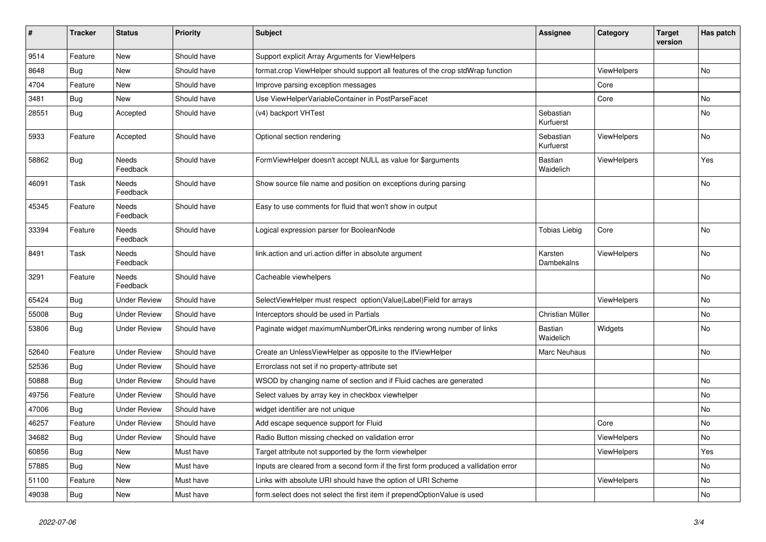| # | Tracker | Status | Priority | Subject | Assignee | Category | Target version | Has patch |
|---|---|---|---|---|---|---|---|---|
| 9514 | Feature | New | Should have | Support explicit Array Arguments for ViewHelpers | | | | |
| 8648 | Bug | New | Should have | format.crop ViewHelper should support all features of the crop stdWrap function | | ViewHelpers | | No |
| 4704 | Feature | New | Should have | Improve parsing exception messages | | Core | | |
| 3481 | Bug | New | Should have | Use ViewHelperVariableContainer in PostParseFacet | | Core | | No |
| 28551 | Bug | Accepted | Should have | (v4) backport VHTest | Sebastian Kurfuerst | | | No |
| 5933 | Feature | Accepted | Should have | Optional section rendering | Sebastian Kurfuerst | ViewHelpers | | No |
| 58862 | Bug | Needs Feedback | Should have | FormViewHelper doesn't accept NULL as value for $arguments | Bastian Waidelich | ViewHelpers | | Yes |
| 46091 | Task | Needs Feedback | Should have | Show source file name and position on exceptions during parsing | | | | No |
| 45345 | Feature | Needs Feedback | Should have | Easy to use comments for fluid that won't show in output | | | | |
| 33394 | Feature | Needs Feedback | Should have | Logical expression parser for BooleanNode | Tobias Liebig | Core | | No |
| 8491 | Task | Needs Feedback | Should have | link.action and uri.action differ in absolute argument | Karsten Dambekalns | ViewHelpers | | No |
| 3291 | Feature | Needs Feedback | Should have | Cacheable viewhelpers | | | | No |
| 65424 | Bug | Under Review | Should have | SelectViewHelper must respect option(Value\|Label)Field for arrays | | ViewHelpers | | No |
| 55008 | Bug | Under Review | Should have | Interceptors should be used in Partials | Christian Müller | | | No |
| 53806 | Bug | Under Review | Should have | Paginate widget maximumNumberOfLinks rendering wrong number of links | Bastian Waidelich | Widgets | | No |
| 52640 | Feature | Under Review | Should have | Create an UnlessViewHelper as opposite to the IfViewHelper | Marc Neuhaus | | | No |
| 52536 | Bug | Under Review | Should have | Errorclass not set if no property-attribute set | | | | |
| 50888 | Bug | Under Review | Should have | WSOD by changing name of section and if Fluid caches are generated | | | | No |
| 49756 | Feature | Under Review | Should have | Select values by array key in checkbox viewhelper | | | | No |
| 47006 | Bug | Under Review | Should have | widget identifier are not unique | | | | No |
| 46257 | Feature | Under Review | Should have | Add escape sequence support for Fluid | | Core | | No |
| 34682 | Bug | Under Review | Should have | Radio Button missing checked on validation error | | ViewHelpers | | No |
| 60856 | Bug | New | Must have | Target attribute not supported by the form viewhelper | | ViewHelpers | | Yes |
| 57885 | Bug | New | Must have | Inputs are cleared from a second form if the first form produced a vallidation error | | | | No |
| 51100 | Feature | New | Must have | Links with absolute URI should have the option of URI Scheme | | ViewHelpers | | No |
| 49038 | Bug | New | Must have | form.select does not select the first item if prependOptionValue is used | | | | No |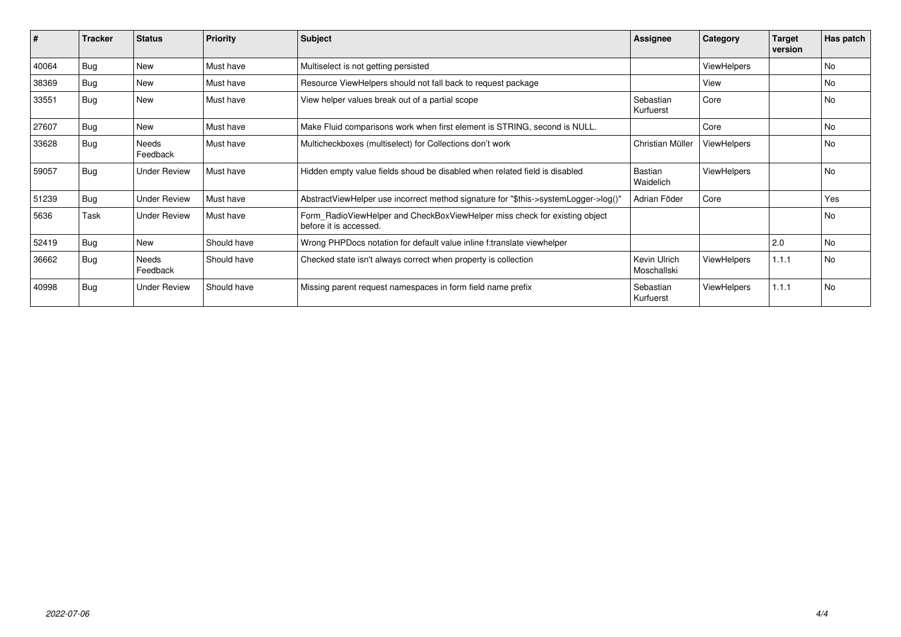| # | Tracker | Status | Priority | Subject | Assignee | Category | Target version | Has patch |
|---|---|---|---|---|---|---|---|---|
| 40064 | Bug | New | Must have | Multiselect is not getting persisted | | ViewHelpers | | No |
| 38369 | Bug | New | Must have | Resource ViewHelpers should not fall back to request package | | View | | No |
| 33551 | Bug | New | Must have | View helper values break out of a partial scope | Sebastian Kurfuerst | Core | | No |
| 27607 | Bug | New | Must have | Make Fluid comparisons work when first element is STRING, second is NULL. | | Core | | No |
| 33628 | Bug | Needs Feedback | Must have | Multicheckboxes (multiselect) for Collections don't work | Christian Müller | ViewHelpers | | No |
| 59057 | Bug | Under Review | Must have | Hidden empty value fields shoud be disabled when related field is disabled | Bastian Waidelich | ViewHelpers | | No |
| 51239 | Bug | Under Review | Must have | AbstractViewHelper use incorrect method signature for "$this->systemLogger->log()" | Adrian Föder | Core | | Yes |
| 5636 | Task | Under Review | Must have | Form_RadioViewHelper and CheckBoxViewHelper miss check for existing object before it is accessed. | | | | No |
| 52419 | Bug | New | Should have | Wrong PHPDocs notation for default value inline f:translate viewhelper | | | 2.0 | No |
| 36662 | Bug | Needs Feedback | Should have | Checked state isn't always correct when property is collection | Kevin Ulrich Moschallski | ViewHelpers | 1.1.1 | No |
| 40998 | Bug | Under Review | Should have | Missing parent request namespaces in form field name prefix | Sebastian Kurfuerst | ViewHelpers | 1.1.1 | No |

*2022-07-06*